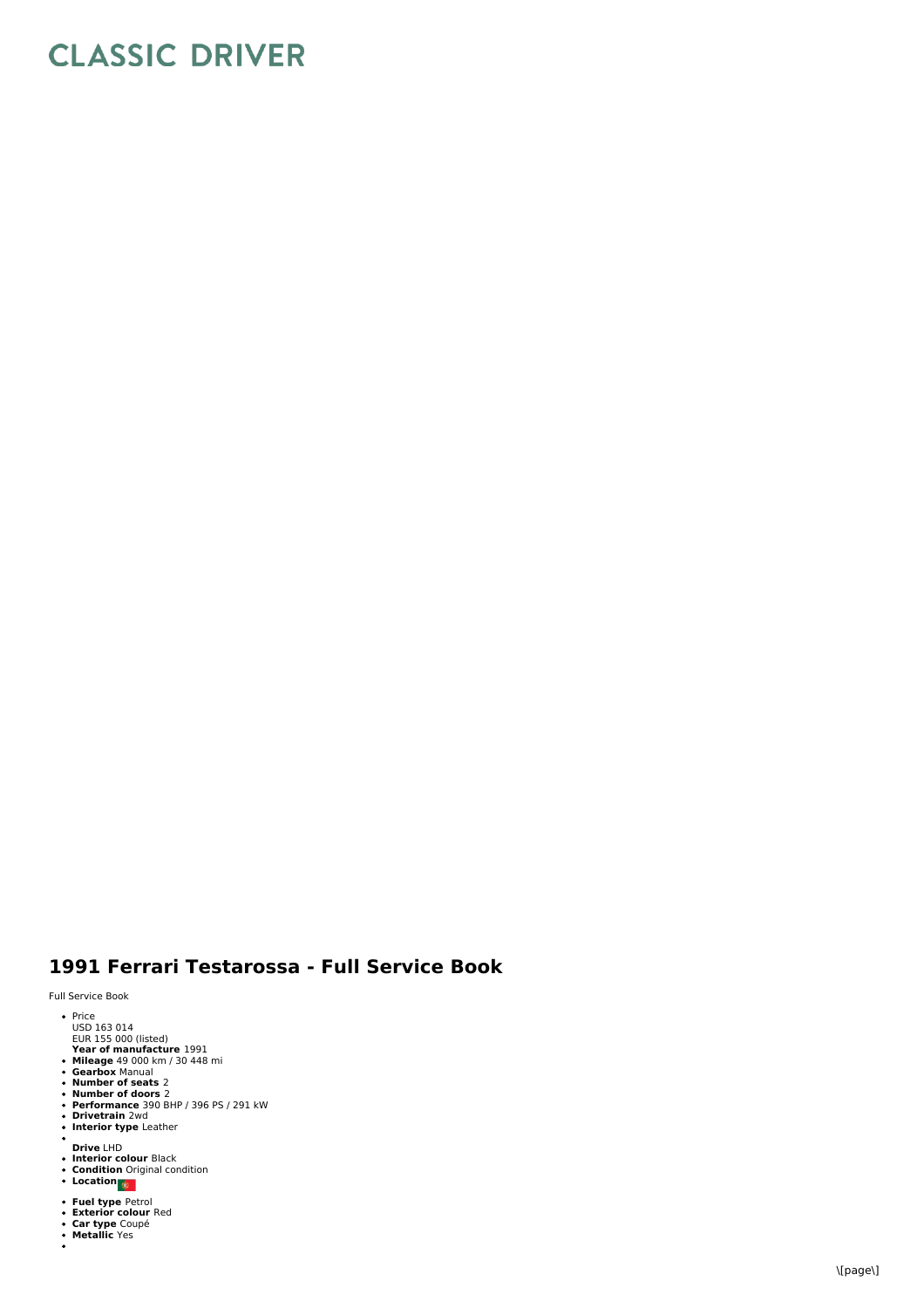# CLASSIC DRIVER

## 1991 Ferrari Testarossa - Full Service Book

Full Service Book

- Price
  USD 163 014
  EUR 155 000 (listed)
  **Year of manufacture** 1991
- **Mileage** 49 000 km / 30 448 mi
- **Gearbox** Manual
- **Number of seats** 2
- **Number of doors** 2
- **Performance** 390 BHP / 396 PS / 291 kW
- **Drivetrain** 2wd
- **Interior type** Leather
- 
  **Drive** LHD
- **Interior colour** Black
- **Condition** Original condition
- **Location**
- **Fuel type** Petrol
- **Exterior colour** Red
- **Car type** Coupé
- **Metallic** Yes
-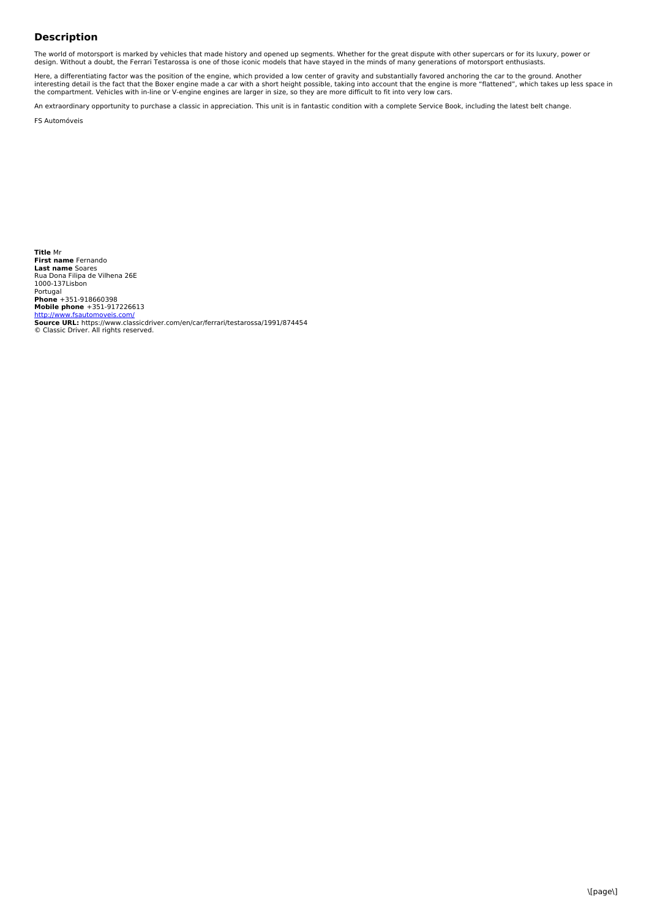## Description

The world of motorsport is marked by vehicles that made history and opened up segments. Whether for the great dispute with other supercars or for its luxury, power or design. Without a doubt, the Ferrari Testarossa is one of those iconic models that have stayed in the minds of many generations of motorsport enthusiasts.

Here, a differentiating factor was the position of the engine, which provided a low center of gravity and substantially favored anchoring the car to the ground. Another interesting detail is the fact that the Boxer engine made a car with a short height possible, taking into account that the engine is more "flattened", which takes up less space in the compartment. Vehicles with in-line or V-engine engines are larger in size, so they are more difficult to fit into very low cars.

An extraordinary opportunity to purchase a classic in appreciation. This unit is in fantastic condition with a complete Service Book, including the latest belt change.

FS Automóveis

**Title** Mr
**First name** Fernando
**Last name** Soares
Rua Dona Filipa de Vilhena 26E
1000-137Lisbon
Portugal
**Phone** +351-918660398
**Mobile phone** +351-917226613
http://www.fsautomoveis.com/
**Source URL:** https://www.classicdriver.com/en/car/ferrari/testarossa/1991/874454
© Classic Driver. All rights reserved.